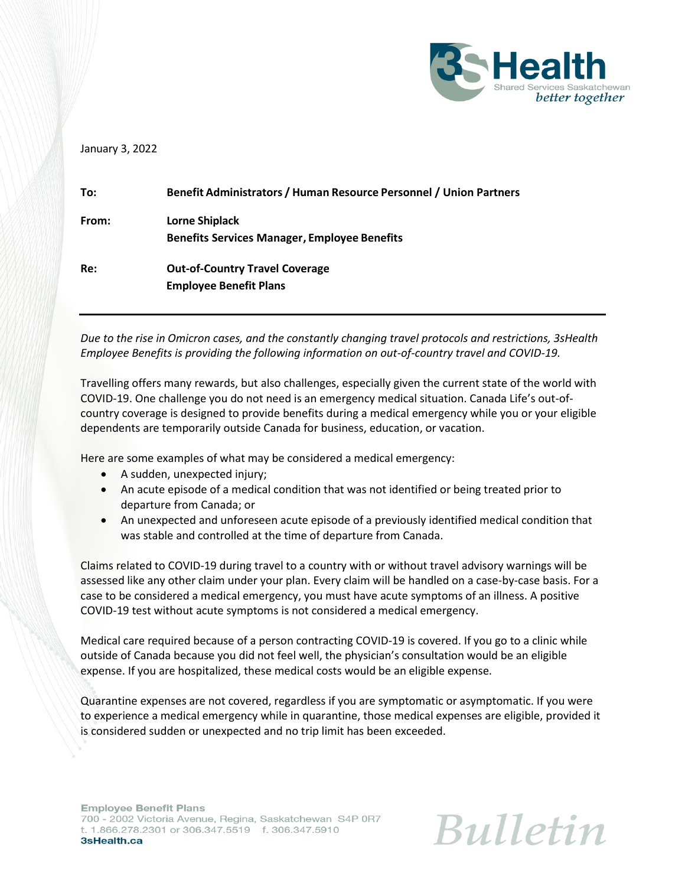January 3, 2022

**To:** Benefit Administrators / Human Resource Personnel / Union Partners

**From:** Lorne Shiplack
Benefits Services Manager, Employee Benefits

**Re:** Out-of-Country Travel Coverage
Employee Benefit Plans

---

*Due to the rise in Omicron cases, and the constantly changing travel protocols and restrictions, 3sHealth Employee Benefits is providing the following information on out-of-country travel and COVID-19.*

Travelling offers many rewards, but also challenges, especially given the current state of the world with COVID-19. One challenge you do not need is an emergency medical situation. Canada Life's out-of-country coverage is designed to provide benefits during a medical emergency while you or your eligible dependents are temporarily outside Canada for business, education, or vacation.

Here are some examples of what may be considered a medical emergency:

- A sudden, unexpected injury;
- An acute episode of a medical condition that was not identified or being treated prior to departure from Canada; or
- An unexpected and unforeseen acute episode of a previously identified medical condition that was stable and controlled at the time of departure from Canada.

Claims related to COVID-19 during travel to a country with or without travel advisory warnings will be assessed like any other claim under your plan. Every claim will be handled on a case-by-case basis. For a case to be considered a medical emergency, you must have acute symptoms of an illness. A positive COVID-19 test without acute symptoms is not considered a medical emergency.

Medical care required because of a person contracting COVID-19 is covered. If you go to a clinic while outside of Canada because you did not feel well, the physician's consultation would be an eligible expense. If you are hospitalized, these medical costs would be an eligible expense.

Quarantine expenses are not covered, regardless if you are symptomatic or asymptomatic. If you were to experience a medical emergency while in quarantine, those medical expenses are eligible, provided it is considered sudden or unexpected and no trip limit has been exceeded.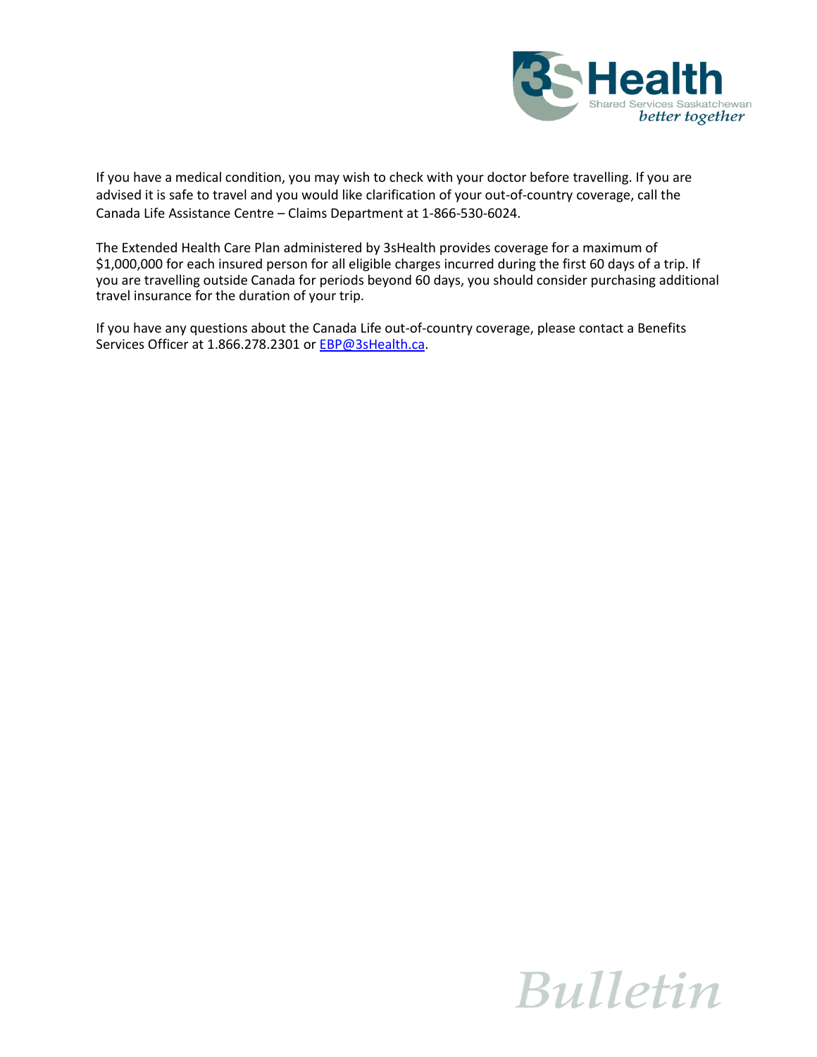If you have a medical condition, you may wish to check with your doctor before travelling. If you are advised it is safe to travel and you would like clarification of your out-of-country coverage, call the Canada Life Assistance Centre – Claims Department at 1-866-530-6024.

The Extended Health Care Plan administered by 3sHealth provides coverage for a maximum of $1,000,000 for each insured person for all eligible charges incurred during the first 60 days of a trip. If you are travelling outside Canada for periods beyond 60 days, you should consider purchasing additional travel insurance for the duration of your trip.

If you have any questions about the Canada Life out-of-country coverage, please contact a Benefits Services Officer at 1.866.278.2301 or EBP@3sHealth.ca.